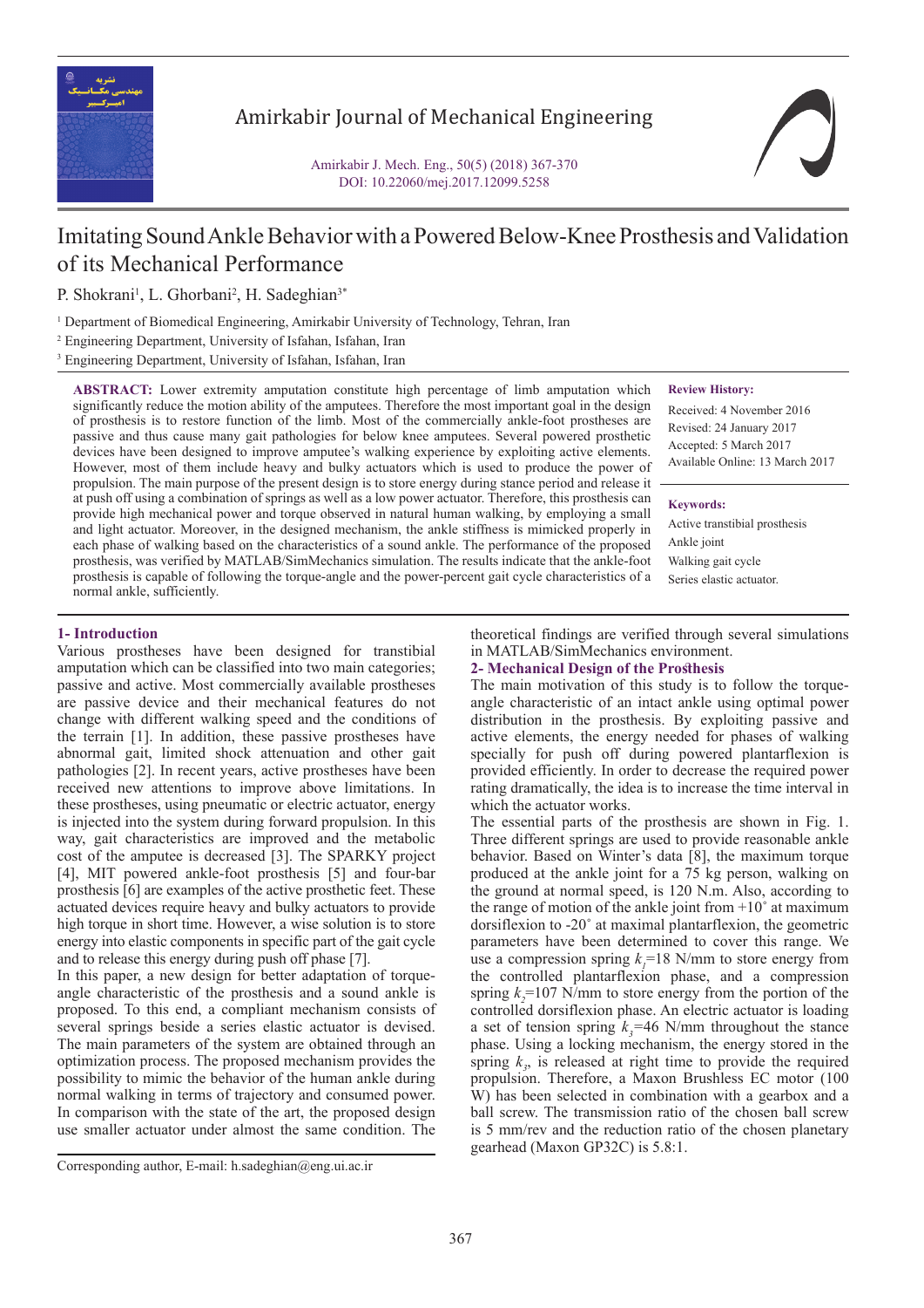# Imitating Sound Ankle Behavior with a Powered Below-Knee Prosthesis and Validation of its Mechanical Performance

P. Shokrani[1], L. Ghorbani[2], H. Sadeghian[3*]

[1] Department of Biomedical Engineering, Amirkabir University of Technology, Tehran, Iran

[2] Engineering Department, University of Isfahan, Isfahan, Iran

[3] Engineering Department, University of Isfahan, Isfahan, Iran

**ABSTRACT:** Lower extremity amputation constitute high percentage of limb amputation which significantly reduce the motion ability of the amputees. Therefore the most important goal in the design of prosthesis is to restore function of the limb. Most of the commercially ankle-foot prostheses are passive and thus cause many gait pathologies for below knee amputees. Several powered prosthetic devices have been designed to improve amputee's walking experience by exploiting active elements. However, most of them include heavy and bulky actuators which is used to produce the power of propulsion. The main purpose of the present design is to store energy during stance period and release it at push off using a combination of springs as well as a low power actuator. Therefore, this prosthesis can provide high mechanical power and torque observed in natural human walking, by employing a small and light actuator. Moreover, in the designed mechanism, the ankle stiffness is mimicked properly in each phase of walking based on the characteristics of a sound ankle. The performance of the proposed prosthesis, was verified by MATLAB/SimMechanics simulation. The results indicate that the ankle-foot prosthesis is capable of following the torque-angle and the power-percent gait cycle characteristics of a normal ankle, sufficiently.

**Review History:**

Received: 4 November 2016
Revised: 24 January 2017
Accepted: 5 March 2017
Available Online: 13 March 2017

**Keywords:**

Active transtibial prosthesis
Ankle joint
Walking gait cycle
Series elastic actuator.

## 1- Introduction

Various prostheses have been designed for transtibial amputation which can be classified into two main categories; passive and active. Most commercially available prostheses are passive device and their mechanical features do not change with different walking speed and the conditions of the terrain [1]. In addition, these passive prostheses have abnormal gait, limited shock attenuation and other gait pathologies [2]. In recent years, active prostheses have been received new attentions to improve above limitations. In these prostheses, using pneumatic or electric actuator, energy is injected into the system during forward propulsion. In this way, gait characteristics are improved and the metabolic cost of the amputee is decreased [3]. The SPARKY project [4], MIT powered ankle-foot prosthesis [5] and four-bar prosthesis [6] are examples of the active prosthetic feet. These actuated devices require heavy and bulky actuators to provide high torque in short time. However, a wise solution is to store energy into elastic components in specific part of the gait cycle and to release this energy during push off phase [7].

In this paper, a new design for better adaptation of torque-angle characteristic of the prosthesis and a sound ankle is proposed. To this end, a compliant mechanism consists of several springs beside a series elastic actuator is devised. The main parameters of the system are obtained through an optimization process. The proposed mechanism provides the possibility to mimic the behavior of the human ankle during normal walking in terms of trajectory and consumed power. In comparison with the state of the art, the proposed design use smaller actuator under almost the same condition. The theoretical findings are verified through several simulations in MATLAB/SimMechanics environment.

## 2- Mechanical Design of the Prosthesis

The main motivation of this study is to follow the torque-angle characteristic of an intact ankle using optimal power distribution in the prosthesis. By exploiting passive and active elements, the energy needed for phases of walking specially for push off during powered plantarflexion is provided efficiently. In order to decrease the required power rating dramatically, the idea is to increase the time interval in which the actuator works.

The essential parts of the prosthesis are shown in Fig. 1. Three different springs are used to provide reasonable ankle behavior. Based on Winter's data [8], the maximum torque produced at the ankle joint for a 75 kg person, walking on the ground at normal speed, is 120 N.m. Also, according to the range of motion of the ankle joint from +10˚ at maximum dorsiflexion to -20˚ at maximal plantarflexion, the geometric parameters have been determined to cover this range. We use a compression spring $k_1$=18 N/mm to store energy from the controlled plantarflexion phase, and a compression spring $k_2$=107 N/mm to store energy from the portion of the controlled dorsiflexion phase. An electric actuator is loading a set of tension spring $k_3$=46 N/mm throughout the stance phase. Using a locking mechanism, the energy stored in the spring $k_3$, is released at right time to provide the required propulsion. Therefore, a Maxon Brushless EC motor (100 W) has been selected in combination with a gearbox and a ball screw. The transmission ratio of the chosen ball screw is 5 mm/rev and the reduction ratio of the chosen planetary gearhead (Maxon GP32C) is 5.8:1.

Corresponding author, E-mail: h.sadeghian@eng.ui.ac.ir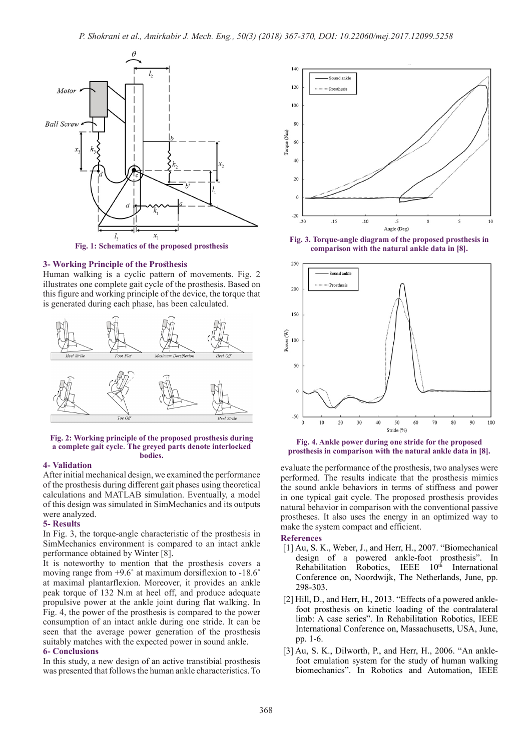Fig. 1: Schematics of the proposed prosthesis

## 3- Working Principle of the Prosthesis

Human walking is a cyclic pattern of movements. Fig. 2 illustrates one complete gait cycle of the prosthesis. Based on this figure and working principle of the device, the torque that is generated during each phase, has been calculated.

Fig. 2: Working principle of the proposed prosthesis during a complete gait cycle. The greyed parts denote interlocked bodies.

## 4- Validation

After initial mechanical design, we examined the performance of the prosthesis during different gait phases using theoretical calculations and MATLAB simulation. Eventually, a model of this design was simulated in SimMechanics and its outputs were analyzed.

## 5- Results

In Fig. 3, the torque-angle characteristic of the prosthesis in SimMechanics environment is compared to an intact ankle performance obtained by Winter [8].

It is noteworthy to mention that the prosthesis covers a moving range from +9.6˚ at maximum dorsiflexion to -18.6˚ at maximal plantarflexion. Moreover, it provides an ankle peak torque of 132 N.m at heel off, and produce adequate propulsive power at the ankle joint during flat walking. In Fig. 4, the power of the prosthesis is compared to the power consumption of an intact ankle during one stride. It can be seen that the average power generation of the prosthesis suitably matches with the expected power in sound ankle.

## 6- Conclusions

In this study, a new design of an active transtibial prosthesis was presented that follows the human ankle characteristics. To evaluate the performance of the prosthesis, two analyses were performed. The results indicate that the prosthesis mimics the sound ankle behaviors in terms of stiffness and power in one typical gait cycle. The proposed prosthesis provides natural behavior in comparison with the conventional passive prostheses. It also uses the energy in an optimized way to make the system compact and efficient.

Fig. 3. Torque-angle diagram of the proposed prosthesis in comparison with the natural ankle data in [8].

Fig. 4. Ankle power during one stride for the proposed prosthesis in comparison with the natural ankle data in [8].

## References

[1] Au, S. K., Weber, J., and Herr, H., 2007. "Biomechanical design of a powered ankle-foot prosthesis". In Rehabilitation Robotics, IEEE 10th International Conference on, Noordwijk, The Netherlands, June, pp. 298-303.

[2] Hill, D., and Herr, H., 2013. "Effects of a powered ankle-foot prosthesis on kinetic loading of the contralateral limb: A case series". In Rehabilitation Robotics, IEEE International Conference on, Massachusetts, USA, June, pp. 1-6.

[3] Au, S. K., Dilworth, P., and Herr, H., 2006. "An ankle-foot emulation system for the study of human walking biomechanics". In Robotics and Automation, IEEE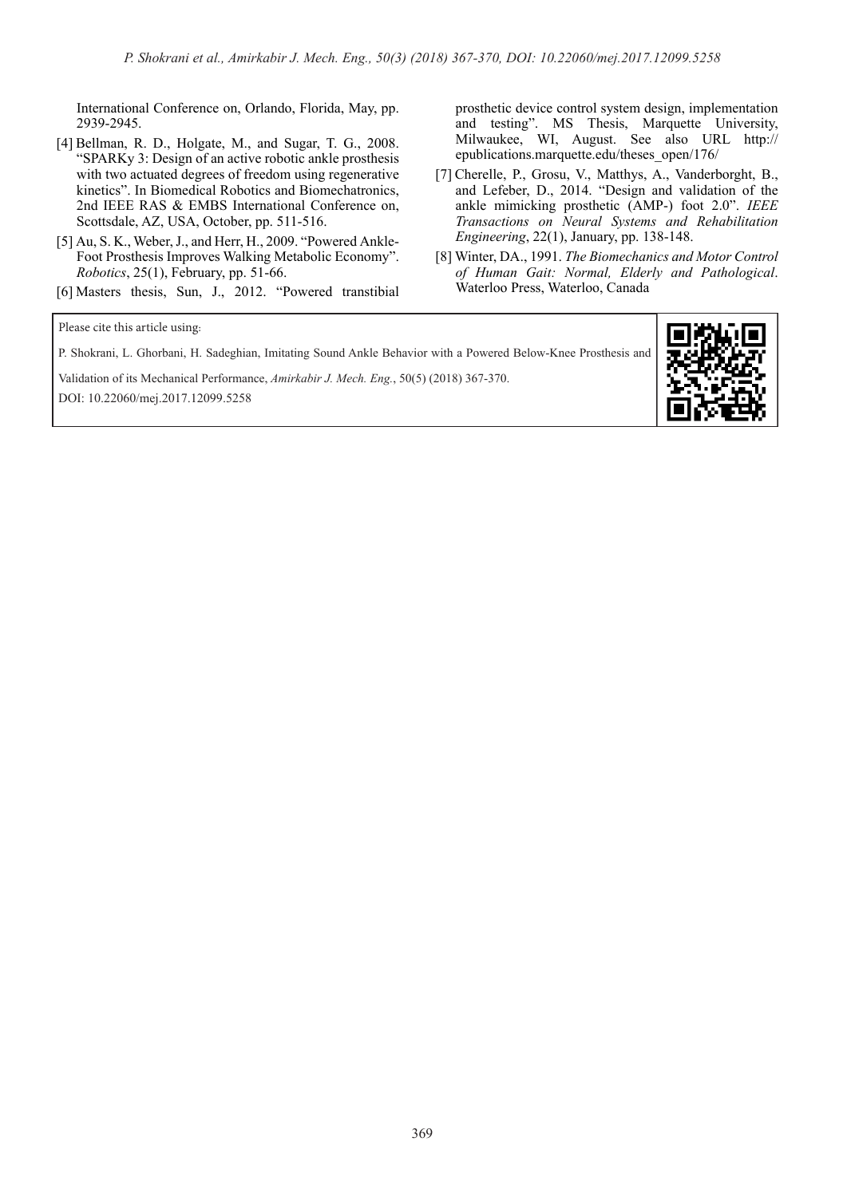International Conference on, Orlando, Florida, May, pp. 2939-2945.

[4] Bellman, R. D., Holgate, M., and Sugar, T. G., 2008. "SPARKy 3: Design of an active robotic ankle prosthesis with two actuated degrees of freedom using regenerative kinetics". In Biomedical Robotics and Biomechatronics, 2nd IEEE RAS & EMBS International Conference on, Scottsdale, AZ, USA, October, pp. 511-516.

[5] Au, S. K., Weber, J., and Herr, H., 2009. "Powered Ankle-Foot Prosthesis Improves Walking Metabolic Economy". *Robotics*, 25(1), February, pp. 51-66.

[6] Masters thesis, Sun, J., 2012. "Powered transtibial prosthetic device control system design, implementation and testing". MS Thesis, Marquette University, Milwaukee, WI, August. See also URL http://epublications.marquette.edu/theses_open/176/

[7] Cherelle, P., Grosu, V., Matthys, A., Vanderborght, B., and Lefeber, D., 2014. "Design and validation of the ankle mimicking prosthetic (AMP-) foot 2.0". *IEEE Transactions on Neural Systems and Rehabilitation Engineering*, 22(1), January, pp. 138-148.

[8] Winter, DA., 1991. *The Biomechanics and Motor Control of Human Gait: Normal, Elderly and Pathological*. Waterloo Press, Waterloo, Canada

Please cite this article using:

P. Shokrani, L. Ghorbani, H. Sadeghian, Imitating Sound Ankle Behavior with a Powered Below-Knee Prosthesis and Validation of its Mechanical Performance, *Amirkabir J. Mech. Eng.*, 50(5) (2018) 367-370.

DOI: 10.22060/mej.2017.12099.5258